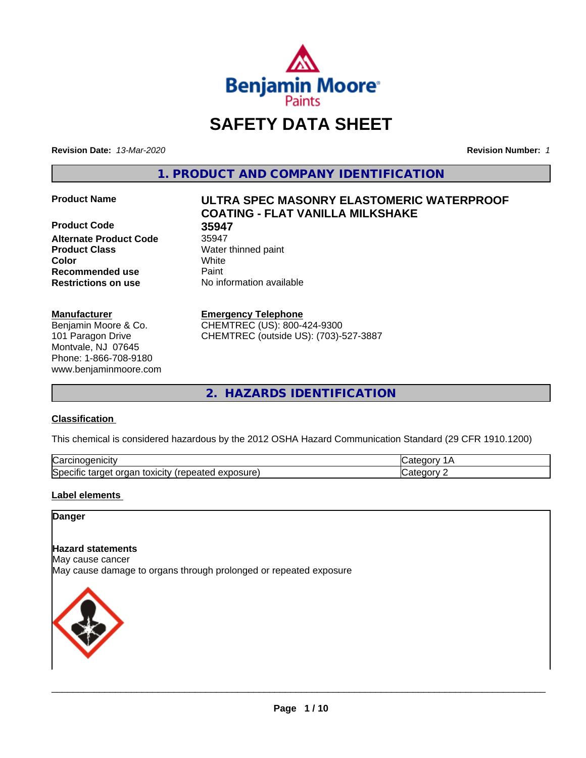# SAFETY DATA SHEET

**Revision Date:** *13-Mar-2020* **Revision Number:** *1*

## 1. PRODUCT AND COMPANY IDENTIFICATION

| | |
|---|---|
| **Product Name** | **ULTRA SPEC MASONRY ELASTOMERIC WATERPROOF COATING - FLAT VANILLA MILKSHAKE** |
| **Product Code** | **35947** |
| **Alternate Product Code** | 35947 |
| **Product Class** | Water thinned paint |
| **Color** | White |
| **Recommended use** | Paint |
| **Restrictions on use** | No information available |

**Manufacturer**
Benjamin Moore & Co.
101 Paragon Drive
Montvale, NJ 07645
Phone: 1-866-708-9180
www.benjaminmoore.com

**Emergency Telephone**
CHEMTREC (US): 800-424-9300
CHEMTREC (outside US): (703)-527-3887

## 2. HAZARDS IDENTIFICATION

### Classification

This chemical is considered hazardous by the 2012 OSHA Hazard Communication Standard (29 CFR 1910.1200)

| | |
|---|---|
| Carcinogenicity | Category 1A |
| Specific target organ toxicity (repeated exposure) | Category 2 |

### Label elements

**Danger**

**Hazard statements**
May cause cancer
May cause damage to organs through prolonged or repeated exposure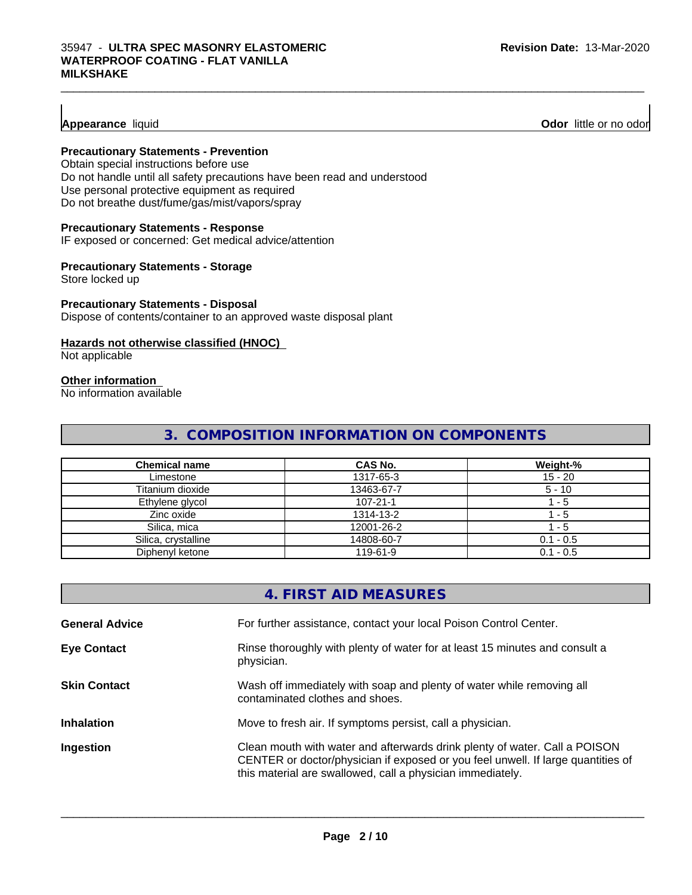**Appearance** liquid **Odor** little or no odor

### Precautionary Statements - Prevention

Obtain special instructions before use
Do not handle until all safety precautions have been read and understood
Use personal protective equipment as required
Do not breathe dust/fume/gas/mist/vapors/spray

### Precautionary Statements - Response

IF exposed or concerned: Get medical advice/attention

### Precautionary Statements - Storage

Store locked up

### Precautionary Statements - Disposal

Dispose of contents/container to an approved waste disposal plant

### Hazards not otherwise classified (HNOC)

Not applicable

### Other information

No information available

## 3. COMPOSITION INFORMATION ON COMPONENTS

| Chemical name | CAS No. | Weight-% |
|---|---|---|
| Limestone | 1317-65-3 | 15 - 20 |
| Titanium dioxide | 13463-67-7 | 5 - 10 |
| Ethylene glycol | 107-21-1 | 1 - 5 |
| Zinc oxide | 1314-13-2 | 1 - 5 |
| Silica, mica | 12001-26-2 | 1 - 5 |
| Silica, crystalline | 14808-60-7 | 0.1 - 0.5 |
| Diphenyl ketone | 119-61-9 | 0.1 - 0.5 |

## 4. FIRST AID MEASURES

**General Advice** For further assistance, contact your local Poison Control Center.

**Eye Contact** Rinse thoroughly with plenty of water for at least 15 minutes and consult a physician.

**Skin Contact** Wash off immediately with soap and plenty of water while removing all contaminated clothes and shoes.

**Inhalation** Move to fresh air. If symptoms persist, call a physician.

**Ingestion** Clean mouth with water and afterwards drink plenty of water. Call a POISON CENTER or doctor/physician if exposed or you feel unwell. If large quantities of this material are swallowed, call a physician immediately.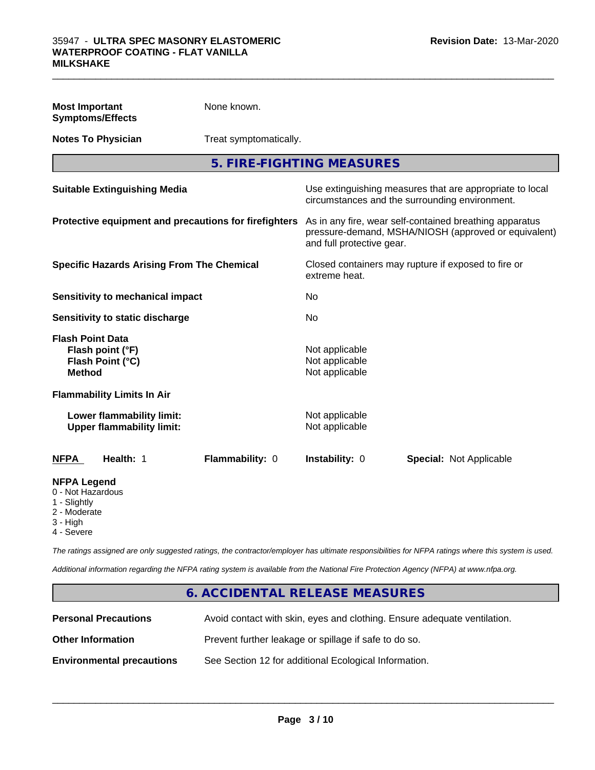| | |
|---|---|
| **Most Important Symptoms/Effects** | None known. |
| **Notes To Physician** | Treat symptomatically. |

## 5. FIRE-FIGHTING MEASURES

| | |
|---|---|
| **Suitable Extinguishing Media** | Use extinguishing measures that are appropriate to local circumstances and the surrounding environment. |
| **Protective equipment and precautions for firefighters** | As in any fire, wear self-contained breathing apparatus pressure-demand, MSHA/NIOSH (approved or equivalent) and full protective gear. |
| **Specific Hazards Arising From The Chemical** | Closed containers may rupture if exposed to fire or extreme heat. |
| **Sensitivity to mechanical impact** | No |
| **Sensitivity to static discharge** | No |

**Flash Point Data**

| | |
|---|---|
| **Flash point (°F)** | Not applicable |
| **Flash Point (°C)** | Not applicable |
| **Method** | Not applicable |

**Flammability Limits In Air**

| | |
|---|---|
| **Lower flammability limit:** | Not applicable |
| **Upper flammability limit:** | Not applicable |

| **NFPA** | **Health:** 1 | **Flammability:** 0 | **Instability:** 0 | **Special:** Not Applicable |
|---|---|---|---|---|

**NFPA Legend**
- 0 - Not Hazardous
- 1 - Slightly
- 2 - Moderate
- 3 - High
- 4 - Severe

*The ratings assigned are only suggested ratings, the contractor/employer has ultimate responsibilities for NFPA ratings where this system is used.*

*Additional information regarding the NFPA rating system is available from the National Fire Protection Agency (NFPA) at www.nfpa.org.*

## 6. ACCIDENTAL RELEASE MEASURES

| | |
|---|---|
| **Personal Precautions** | Avoid contact with skin, eyes and clothing. Ensure adequate ventilation. |
| **Other Information** | Prevent further leakage or spillage if safe to do so. |
| **Environmental precautions** | See Section 12 for additional Ecological Information. |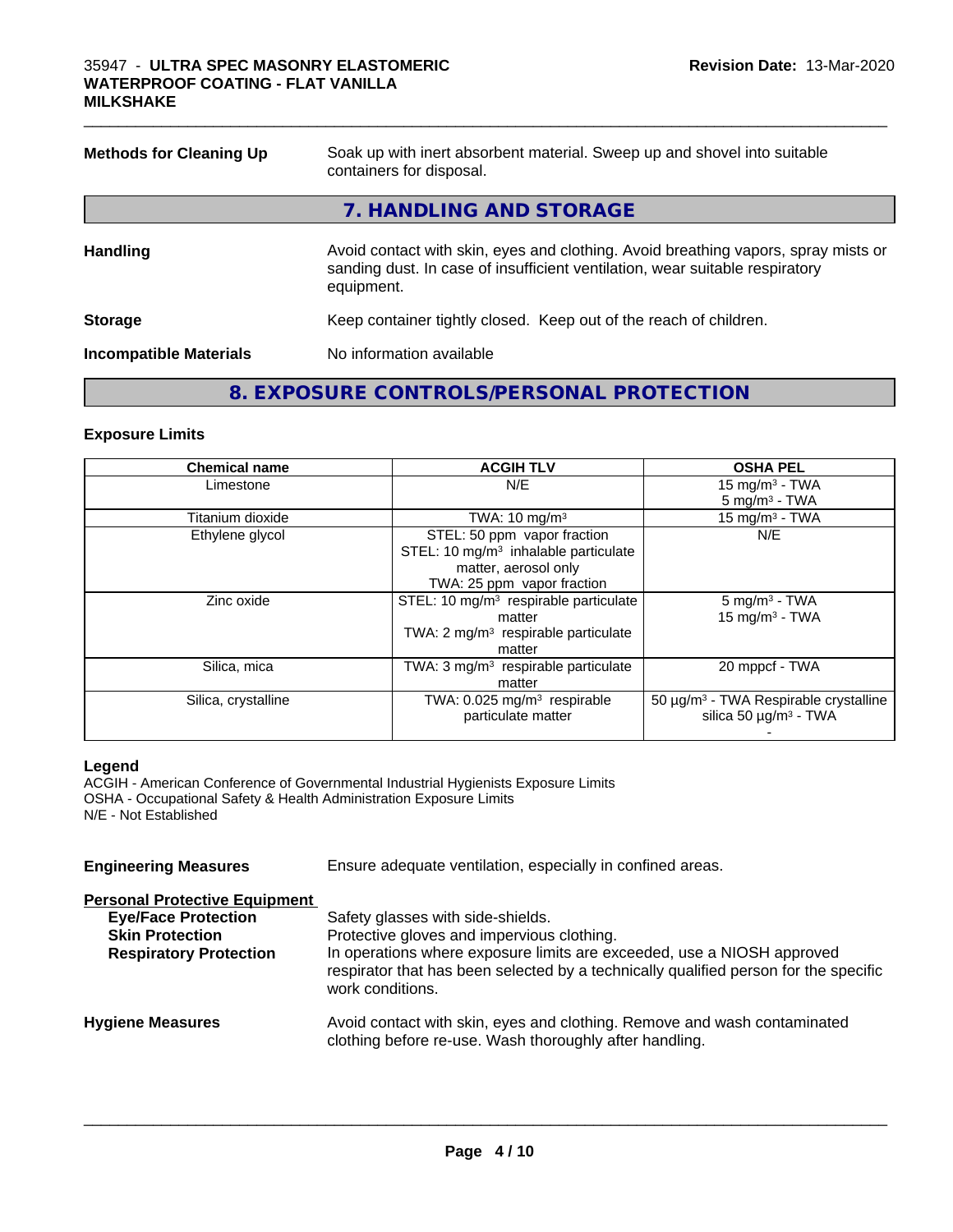| | |
|---|---|
| **Methods for Cleaning Up** | Soak up with inert absorbent material. Sweep up and shovel into suitable containers for disposal. |

## 7. HANDLING AND STORAGE

| | |
|---|---|
| **Handling** | Avoid contact with skin, eyes and clothing. Avoid breathing vapors, spray mists or sanding dust. In case of insufficient ventilation, wear suitable respiratory equipment. |
| **Storage** | Keep container tightly closed. Keep out of the reach of children. |
| **Incompatible Materials** | No information available |

## 8. EXPOSURE CONTROLS/PERSONAL PROTECTION

### Exposure Limits

| Chemical name | ACGIH TLV | OSHA PEL |
|---|---|---|
| Limestone | N/E | 15 mg/m³ - TWA<br>5 mg/m³ - TWA |
| Titanium dioxide | TWA: 10 mg/m³ | 15 mg/m³ - TWA |
| Ethylene glycol | STEL: 50 ppm vapor fraction<br>STEL: 10 mg/m³ inhalable particulate matter, aerosol only<br>TWA: 25 ppm vapor fraction | N/E |
| Zinc oxide | STEL: 10 mg/m³ respirable particulate matter<br>TWA: 2 mg/m³ respirable particulate matter | 5 mg/m³ - TWA<br>15 mg/m³ - TWA |
| Silica, mica | TWA: 3 mg/m³ respirable particulate matter | 20 mppcf - TWA |
| Silica, crystalline | TWA: 0.025 mg/m³ respirable particulate matter | 50 µg/m³ - TWA Respirable crystalline silica 50 µg/m³ - TWA<br>- |

**Legend**
ACGIH - American Conference of Governmental Industrial Hygienists Exposure Limits
OSHA - Occupational Safety & Health Administration Exposure Limits
N/E - Not Established

| | |
|---|---|
| **Engineering Measures** | Ensure adequate ventilation, especially in confined areas. |

**Personal Protective Equipment**

| | |
|---|---|
| **Eye/Face Protection** | Safety glasses with side-shields. |
| **Skin Protection** | Protective gloves and impervious clothing. |
| **Respiratory Protection** | In operations where exposure limits are exceeded, use a NIOSH approved respirator that has been selected by a technically qualified person for the specific work conditions. |
| **Hygiene Measures** | Avoid contact with skin, eyes and clothing. Remove and wash contaminated clothing before re-use. Wash thoroughly after handling. |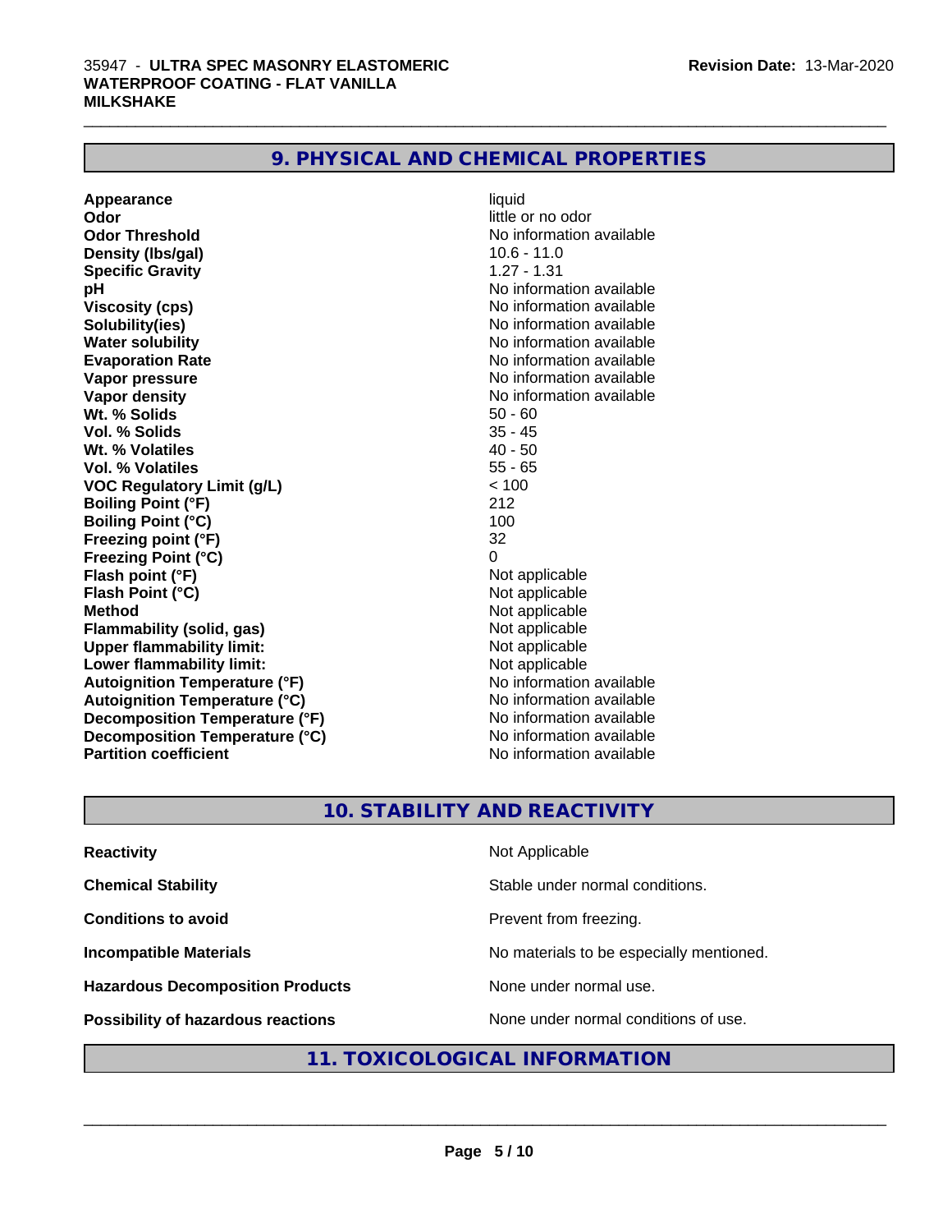## 9. PHYSICAL AND CHEMICAL PROPERTIES

| | |
|---|---|
| **Appearance** | liquid |
| **Odor** | little or no odor |
| **Odor Threshold** | No information available |
| **Density (lbs/gal)** | 10.6 - 11.0 |
| **Specific Gravity** | 1.27 - 1.31 |
| **pH** | No information available |
| **Viscosity (cps)** | No information available |
| **Solubility(ies)** | No information available |
| **Water solubility** | No information available |
| **Evaporation Rate** | No information available |
| **Vapor pressure** | No information available |
| **Vapor density** | No information available |
| **Wt. % Solids** | 50 - 60 |
| **Vol. % Solids** | 35 - 45 |
| **Wt. % Volatiles** | 40 - 50 |
| **Vol. % Volatiles** | 55 - 65 |
| **VOC Regulatory Limit (g/L)** | < 100 |
| **Boiling Point (°F)** | 212 |
| **Boiling Point (°C)** | 100 |
| **Freezing point (°F)** | 32 |
| **Freezing Point (°C)** | 0 |
| **Flash point (°F)** | Not applicable |
| **Flash Point (°C)** | Not applicable |
| **Method** | Not applicable |
| **Flammability (solid, gas)** | Not applicable |
| **Upper flammability limit:** | Not applicable |
| **Lower flammability limit:** | Not applicable |
| **Autoignition Temperature (°F)** | No information available |
| **Autoignition Temperature (°C)** | No information available |
| **Decomposition Temperature (°F)** | No information available |
| **Decomposition Temperature (°C)** | No information available |
| **Partition coefficient** | No information available |

## 10. STABILITY AND REACTIVITY

| | |
|---|---|
| **Reactivity** | Not Applicable |
| **Chemical Stability** | Stable under normal conditions. |
| **Conditions to avoid** | Prevent from freezing. |
| **Incompatible Materials** | No materials to be especially mentioned. |
| **Hazardous Decomposition Products** | None under normal use. |
| **Possibility of hazardous reactions** | None under normal conditions of use. |

## 11. TOXICOLOGICAL INFORMATION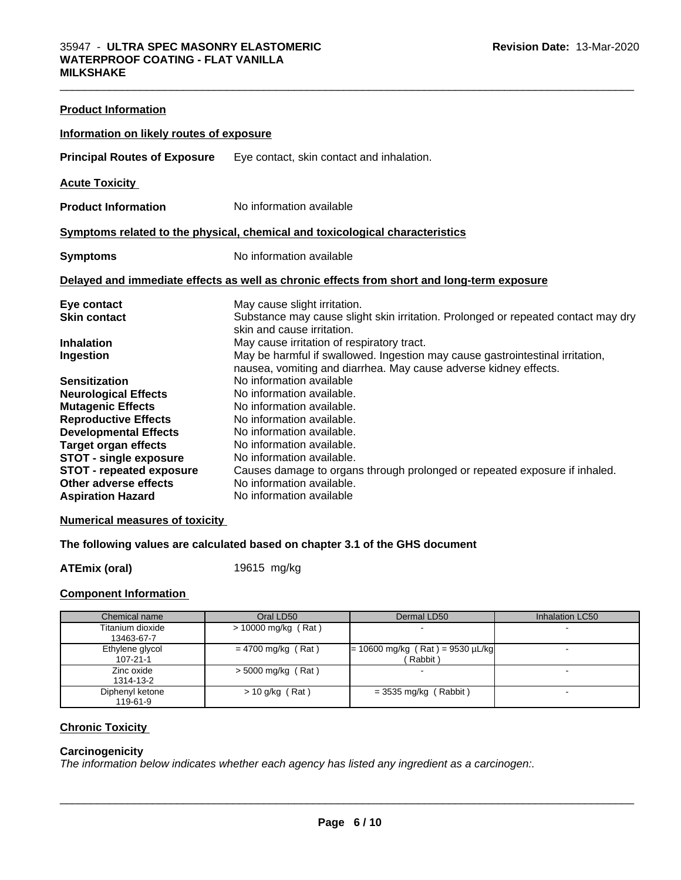**Product Information**

**Information on likely routes of exposure**

**Principal Routes of Exposure** Eye contact, skin contact and inhalation.

**Acute Toxicity**

**Product Information** No information available

**Symptoms related to the physical, chemical and toxicological characteristics**

**Symptoms** No information available

**Delayed and immediate effects as well as chronic effects from short and long-term exposure**

| | |
|---|---|
| **Eye contact** | May cause slight irritation. |
| **Skin contact** | Substance may cause slight skin irritation. Prolonged or repeated contact may dry skin and cause irritation. |
| **Inhalation** | May cause irritation of respiratory tract. |
| **Ingestion** | May be harmful if swallowed. Ingestion may cause gastrointestinal irritation, nausea, vomiting and diarrhea. May cause adverse kidney effects. |
| **Sensitization** | No information available |
| **Neurological Effects** | No information available. |
| **Mutagenic Effects** | No information available. |
| **Reproductive Effects** | No information available. |
| **Developmental Effects** | No information available. |
| **Target organ effects** | No information available. |
| **STOT - single exposure** | No information available. |
| **STOT - repeated exposure** | Causes damage to organs through prolonged or repeated exposure if inhaled. |
| **Other adverse effects** | No information available. |
| **Aspiration Hazard** | No information available |

**Numerical measures of toxicity**

**The following values are calculated based on chapter 3.1 of the GHS document**

**ATEmix (oral)** 19615 mg/kg

**Component Information**

| Chemical name | Oral LD50 | Dermal LD50 | Inhalation LC50 |
|---|---|---|---|
| Titanium dioxide<br>13463-67-7 | > 10000 mg/kg ( Rat ) | - | - |
| Ethylene glycol<br>107-21-1 | = 4700 mg/kg ( Rat ) | = 10600 mg/kg ( Rat ) = 9530 µL/kg ( Rabbit ) | - |
| Zinc oxide<br>1314-13-2 | > 5000 mg/kg ( Rat ) | - | - |
| Diphenyl ketone<br>119-61-9 | > 10 g/kg ( Rat ) | = 3535 mg/kg ( Rabbit ) | - |

**Chronic Toxicity**

**Carcinogenicity**

*The information below indicates whether each agency has listed any ingredient as a carcinogen:.*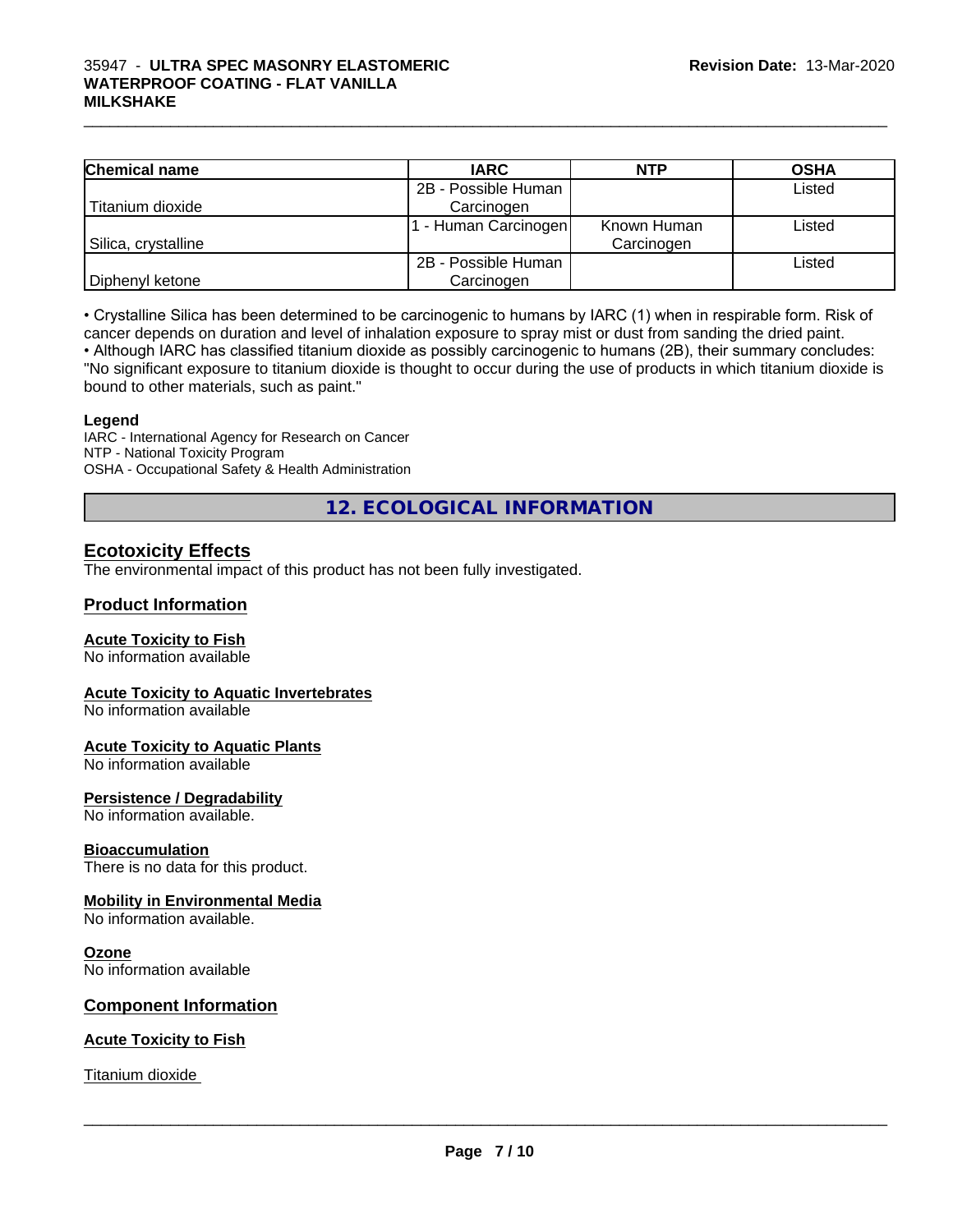| Chemical name | IARC | NTP | OSHA |
| --- | --- | --- | --- |
| Titanium dioxide | 2B - Possible Human Carcinogen | | Listed |
| Silica, crystalline | 1 - Human Carcinogen | Known Human Carcinogen | Listed |
| Diphenyl ketone | 2B - Possible Human Carcinogen | | Listed |

• Crystalline Silica has been determined to be carcinogenic to humans by IARC (1) when in respirable form. Risk of cancer depends on duration and level of inhalation exposure to spray mist or dust from sanding the dried paint.
• Although IARC has classified titanium dioxide as possibly carcinogenic to humans (2B), their summary concludes: "No significant exposure to titanium dioxide is thought to occur during the use of products in which titanium dioxide is bound to other materials, such as paint."

**Legend**
IARC - International Agency for Research on Cancer
NTP - National Toxicity Program
OSHA - Occupational Safety & Health Administration

## 12. ECOLOGICAL INFORMATION

### Ecotoxicity Effects

The environmental impact of this product has not been fully investigated.

### Product Information

**Acute Toxicity to Fish**
No information available

**Acute Toxicity to Aquatic Invertebrates**
No information available

**Acute Toxicity to Aquatic Plants**
No information available

**Persistence / Degradability**
No information available.

**Bioaccumulation**
There is no data for this product.

**Mobility in Environmental Media**
No information available.

**Ozone**
No information available

### Component Information

**Acute Toxicity to Fish**

Titanium dioxide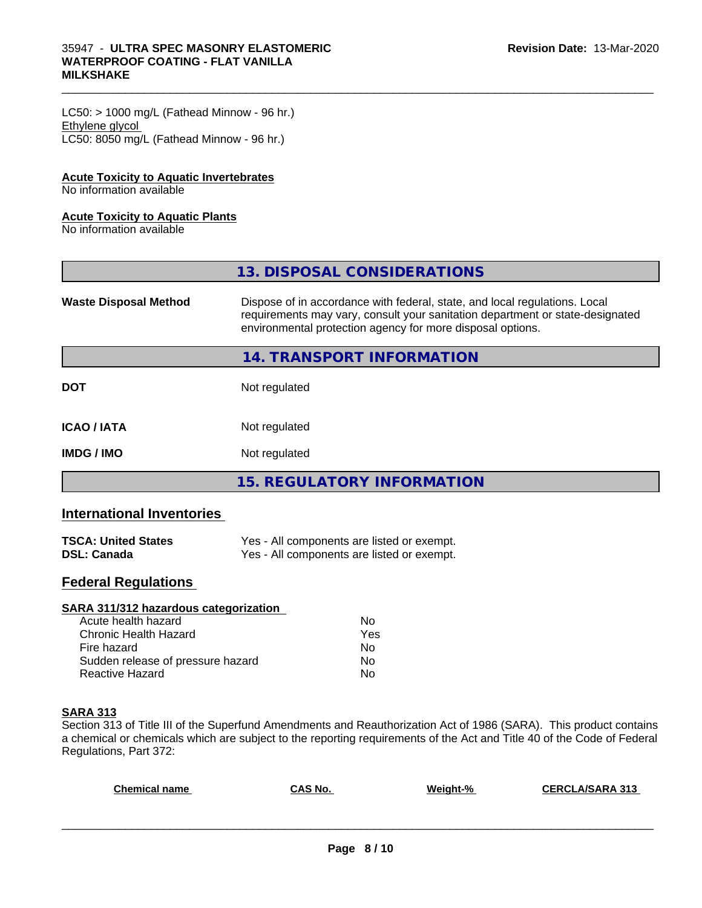LC50: > 1000 mg/L (Fathead Minnow - 96 hr.)
Ethylene glycol
LC50: 8050 mg/L (Fathead Minnow - 96 hr.)

**Acute Toxicity to Aquatic Invertebrates**
No information available

**Acute Toxicity to Aquatic Plants**
No information available

## 13. DISPOSAL CONSIDERATIONS

**Waste Disposal Method** Dispose of in accordance with federal, state, and local regulations. Local requirements may vary, consult your sanitation department or state-designated environmental protection agency for more disposal options.

## 14. TRANSPORT INFORMATION

| | |
|---|---|
| **DOT** | Not regulated |
| **ICAO / IATA** | Not regulated |
| **IMDG / IMO** | Not regulated |

## 15. REGULATORY INFORMATION

### International Inventories

| | |
|---|---|
| **TSCA: United States** | Yes - All components are listed or exempt. |
| **DSL: Canada** | Yes - All components are listed or exempt. |

### Federal Regulations

**SARA 311/312 hazardous categorization**

| | |
|---|---|
| Acute health hazard | No |
| Chronic Health Hazard | Yes |
| Fire hazard | No |
| Sudden release of pressure hazard | No |
| Reactive Hazard | No |

**SARA 313**
Section 313 of Title III of the Superfund Amendments and Reauthorization Act of 1986 (SARA). This product contains a chemical or chemicals which are subject to the reporting requirements of the Act and Title 40 of the Code of Federal Regulations, Part 372:

| Chemical name | CAS No. | Weight-% | CERCLA/SARA 313 |
|---|---|---|---|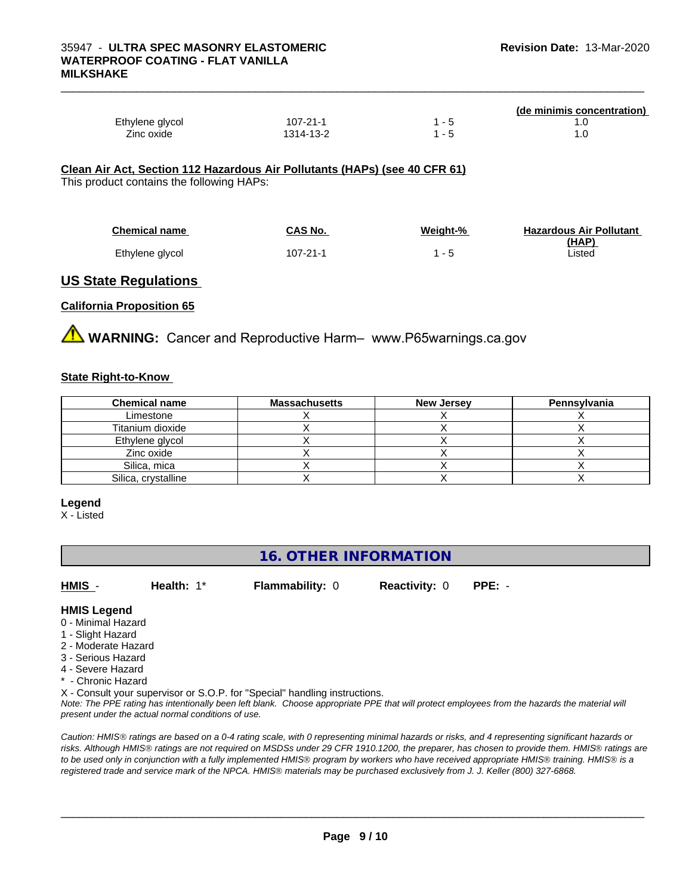| | | | (de minimis concentration) |
|---|---|---|---|
| Ethylene glycol | 107-21-1 | 1 - 5 | 1.0 |
| Zinc oxide | 1314-13-2 | 1 - 5 | 1.0 |

**Clean Air Act, Section 112 Hazardous Air Pollutants (HAPs) (see 40 CFR 61)**

This product contains the following HAPs:

| Chemical name | CAS No. | Weight-% | Hazardous Air Pollutant (HAP) |
|---|---|---|---|
| Ethylene glycol | 107-21-1 | 1 - 5 | Listed |

## US State Regulations

**California Proposition 65**

**WARNING:** Cancer and Reproductive Harm– www.P65warnings.ca.gov

**State Right-to-Know**

| Chemical name | Massachusetts | New Jersey | Pennsylvania |
|---|---|---|---|
| Limestone | X | X | X |
| Titanium dioxide | X | X | X |
| Ethylene glycol | X | X | X |
| Zinc oxide | X | X | X |
| Silica, mica | X | X | X |
| Silica, crystalline | X | X | X |

**Legend**

X - Listed

## 16. OTHER INFORMATION

**HMIS** - **Health:** 1* **Flammability:** 0 **Reactivity:** 0 **PPE:** -

**HMIS Legend**

0 - Minimal Hazard
1 - Slight Hazard
2 - Moderate Hazard
3 - Serious Hazard
4 - Severe Hazard
* - Chronic Hazard
X - Consult your supervisor or S.O.P. for "Special" handling instructions.

*Note: The PPE rating has intentionally been left blank. Choose appropriate PPE that will protect employees from the hazards the material will present under the actual normal conditions of use.*

*Caution: HMIS® ratings are based on a 0-4 rating scale, with 0 representing minimal hazards or risks, and 4 representing significant hazards or risks. Although HMIS® ratings are not required on MSDSs under 29 CFR 1910.1200, the preparer, has chosen to provide them. HMIS® ratings are to be used only in conjunction with a fully implemented HMIS® program by workers who have received appropriate HMIS® training. HMIS® is a registered trade and service mark of the NPCA. HMIS® materials may be purchased exclusively from J. J. Keller (800) 327-6868.*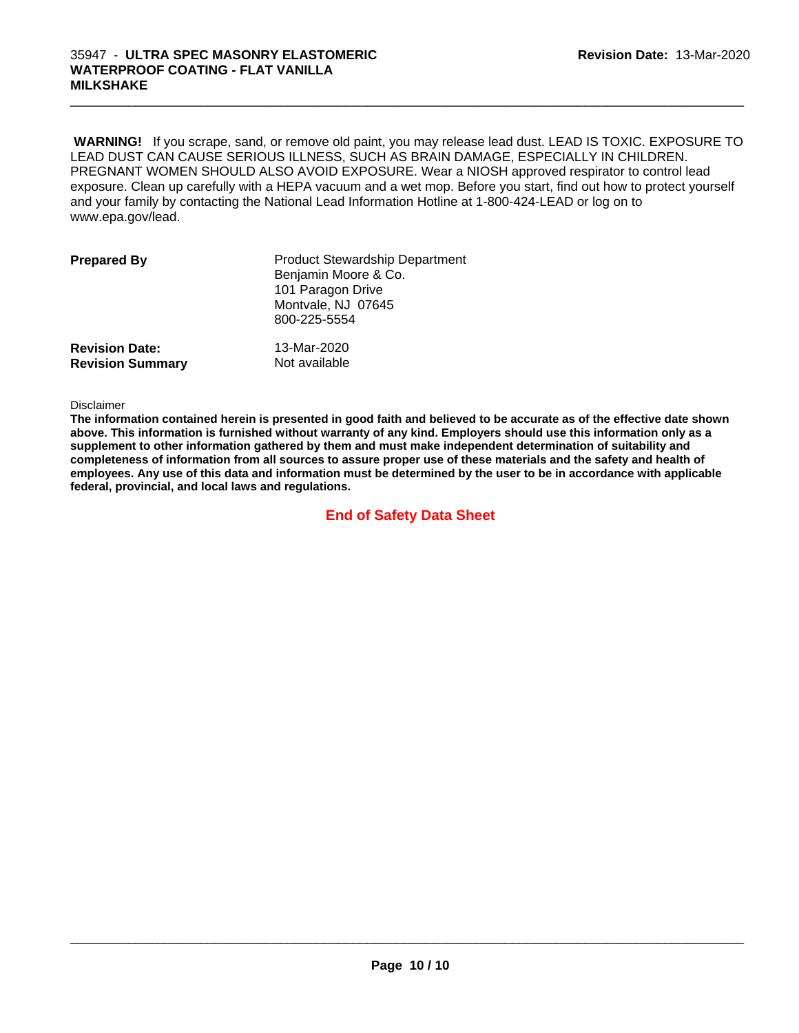**WARNING!** If you scrape, sand, or remove old paint, you may release lead dust. LEAD IS TOXIC. EXPOSURE TO LEAD DUST CAN CAUSE SERIOUS ILLNESS, SUCH AS BRAIN DAMAGE, ESPECIALLY IN CHILDREN. PREGNANT WOMEN SHOULD ALSO AVOID EXPOSURE. Wear a NIOSH approved respirator to control lead exposure. Clean up carefully with a HEPA vacuum and a wet mop. Before you start, find out how to protect yourself and your family by contacting the National Lead Information Hotline at 1-800-424-LEAD or log on to www.epa.gov/lead.

| | |
|---|---|
| **Prepared By** | Product Stewardship Department<br>Benjamin Moore & Co.<br>101 Paragon Drive<br>Montvale, NJ 07645<br>800-225-5554 |
| **Revision Date:** | 13-Mar-2020 |
| **Revision Summary** | Not available |

Disclaimer

**The information contained herein is presented in good faith and believed to be accurate as of the effective date shown above. This information is furnished without warranty of any kind. Employers should use this information only as a supplement to other information gathered by them and must make independent determination of suitability and completeness of information from all sources to assure proper use of these materials and the safety and health of employees. Any use of this data and information must be determined by the user to be in accordance with applicable federal, provincial, and local laws and regulations.**

**End of Safety Data Sheet**